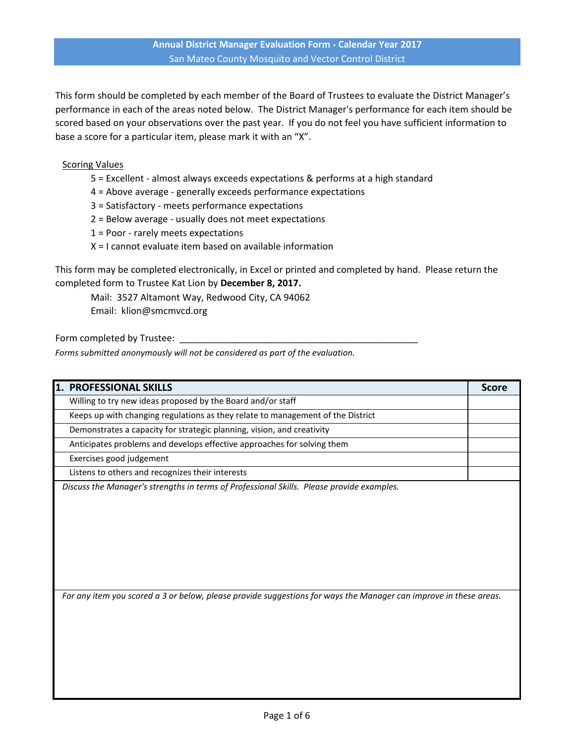# Annual District Manager Evaluation Form - Calendar Year 2017

San Mateo County Mosquito and Vector Control District

This form should be completed by each member of the Board of Trustees to evaluate the District Manager's performance in each of the areas noted below. The District Manager's performance for each item should be scored based on your observations over the past year. If you do not feel you have sufficient information to base a score for a particular item, please mark it with an "X".

Scoring Values

- 5 = Excellent - almost always exceeds expectations & performs at a high standard
- 4 = Above average - generally exceeds performance expectations
- 3 = Satisfactory - meets performance expectations
- 2 = Below average - usually does not meet expectations
- 1 = Poor - rarely meets expectations
- X = I cannot evaluate item based on available information

This form may be completed electronically, in Excel or printed and completed by hand. Please return the completed form to Trustee Kat Lion by **December 8, 2017.**

Mail: 3527 Altamont Way, Redwood City, CA 94062
Email: klion@smcmvcd.org

Form completed by Trustee: ________________________________________________

*Forms submitted anonymously will not be considered as part of the evaluation.*

| 1. PROFESSIONAL SKILLS | Score |
|---|---|
| Willing to try new ideas proposed by the Board and/or staff | |
| Keeps up with changing regulations as they relate to management of the District | |
| Demonstrates a capacity for strategic planning, vision, and creativity | |
| Anticipates problems and develops effective approaches for solving them | |
| Exercises good judgement | |
| Listens to others and recognizes their interests | |

*Discuss the Manager's strengths in terms of Professional Skills. Please provide examples.*

*For any item you scored a 3 or below, please provide suggestions for ways the Manager can improve in these areas.*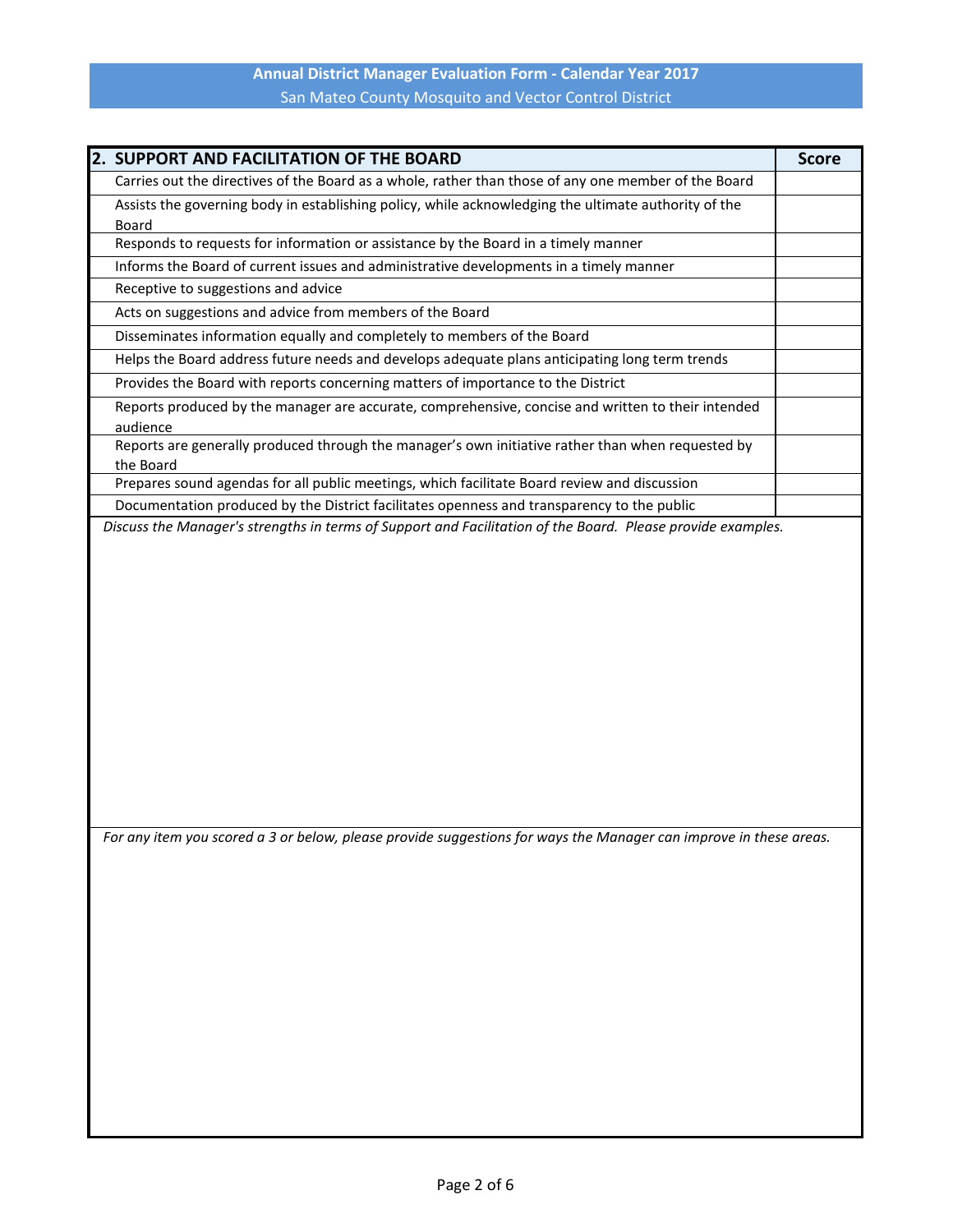| 2. SUPPORT AND FACILITATION OF THE BOARD | Score |
|---|---|
| Carries out the directives of the Board as a whole, rather than those of any one member of the Board | |
| Assists the governing body in establishing policy, while acknowledging the ultimate authority of the Board | |
| Responds to requests for information or assistance by the Board in a timely manner | |
| Informs the Board of current issues and administrative developments in a timely manner | |
| Receptive to suggestions and advice | |
| Acts on suggestions and advice from members of the Board | |
| Disseminates information equally and completely to members of the Board | |
| Helps the Board address future needs and develops adequate plans anticipating long term trends | |
| Provides the Board with reports concerning matters of importance to the District | |
| Reports produced by the manager are accurate, comprehensive, concise and written to their intended audience | |
| Reports are generally produced through the manager's own initiative rather than when requested by the Board | |
| Prepares sound agendas for all public meetings, which facilitate Board review and discussion | |
| Documentation produced by the District facilitates openness and transparency to the public | |

*Discuss the Manager's strengths in terms of Support and Facilitation of the Board. Please provide examples.*

*For any item you scored a 3 or below, please provide suggestions for ways the Manager can improve in these areas.*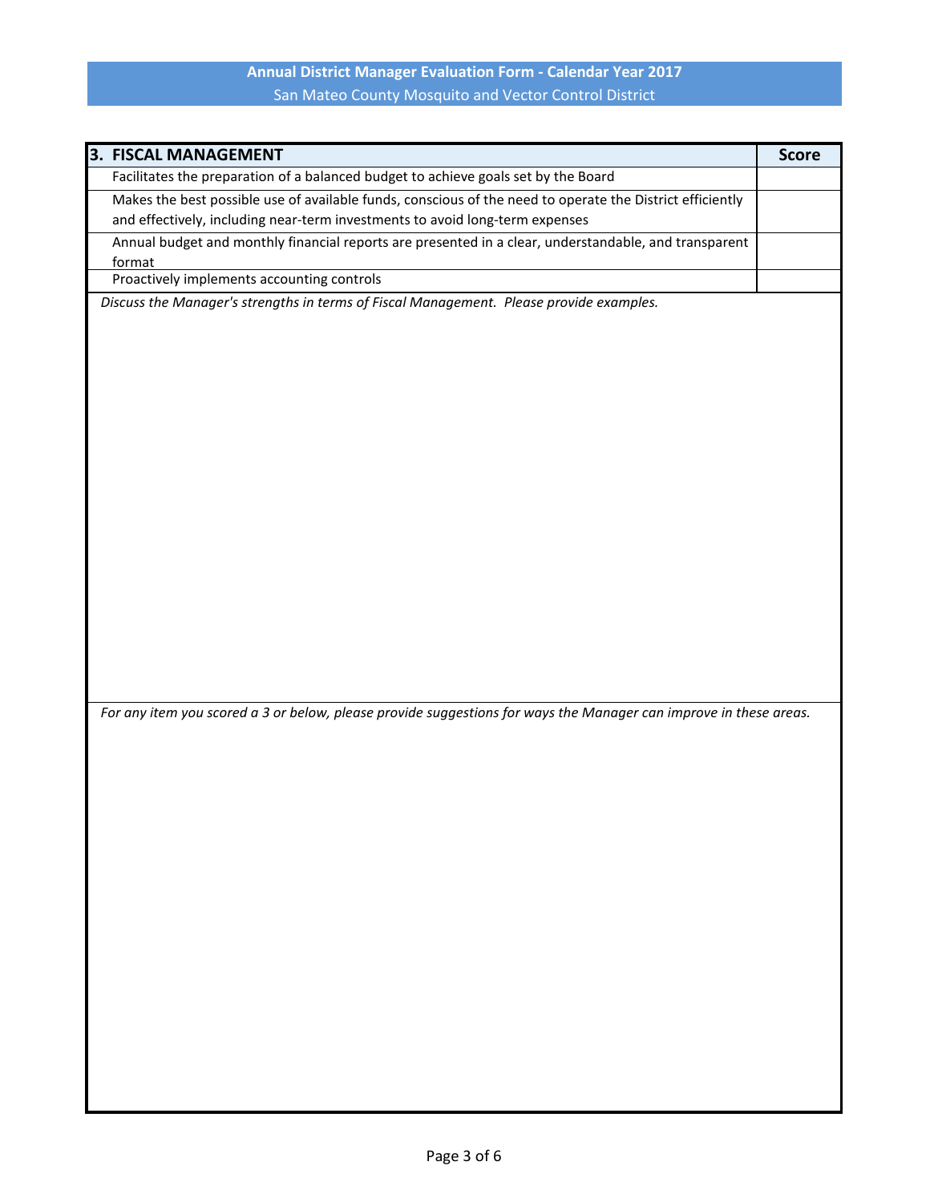# Annual District Manager Evaluation Form - Calendar Year 2017

San Mateo County Mosquito and Vector Control District

| 3. FISCAL MANAGEMENT | Score |
|---|---|
| Facilitates the preparation of a balanced budget to achieve goals set by the Board | |
| Makes the best possible use of available funds, conscious of the need to operate the District efficiently and effectively, including near-term investments to avoid long-term expenses | |
| Annual budget and monthly financial reports are presented in a clear, understandable, and transparent format | |
| Proactively implements accounting controls | |

*Discuss the Manager's strengths in terms of Fiscal Management. Please provide examples.*

*For any item you scored a 3 or below, please provide suggestions for ways the Manager can improve in these areas.*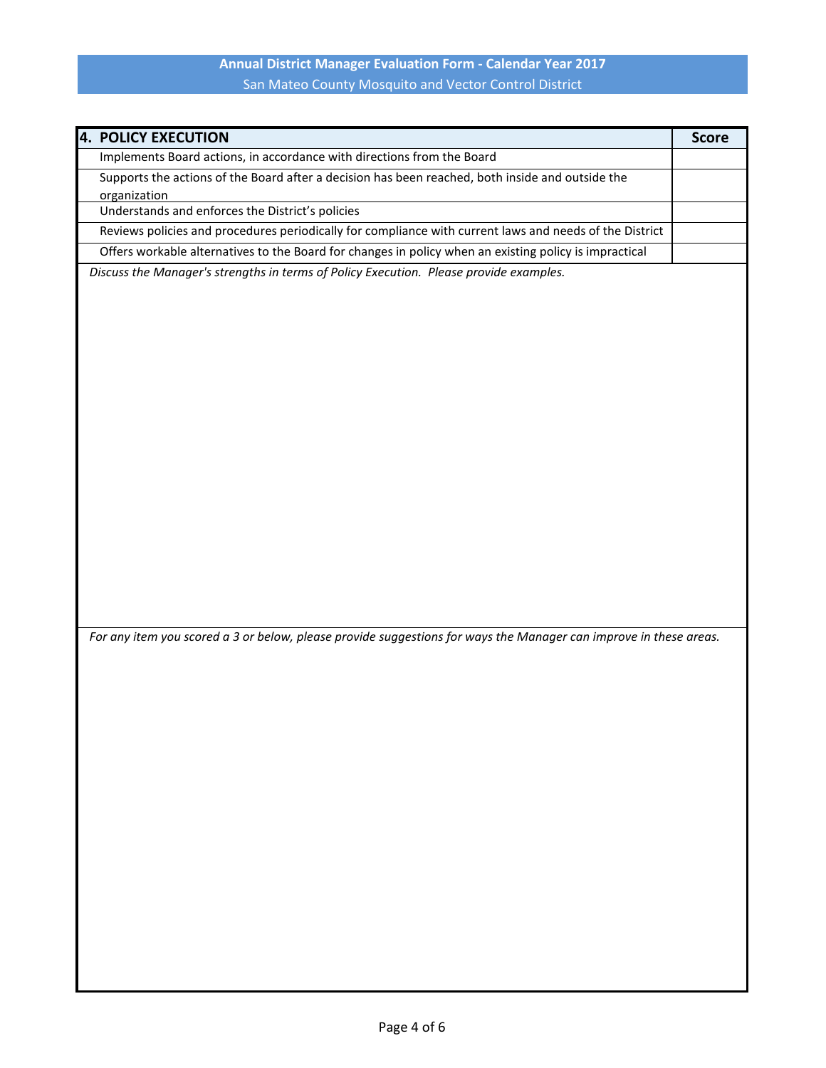**Annual District Manager Evaluation Form - Calendar Year 2017**
San Mateo County Mosquito and Vector Control District

| 4. POLICY EXECUTION | Score |
|---|---|
| Implements Board actions, in accordance with directions from the Board | |
| Supports the actions of the Board after a decision has been reached, both inside and outside the organization | |
| Understands and enforces the District's policies | |
| Reviews policies and procedures periodically for compliance with current laws and needs of the District | |
| Offers workable alternatives to the Board for changes in policy when an existing policy is impractical | |

*Discuss the Manager's strengths in terms of Policy Execution. Please provide examples.*

*For any item you scored a 3 or below, please provide suggestions for ways the Manager can improve in these areas.*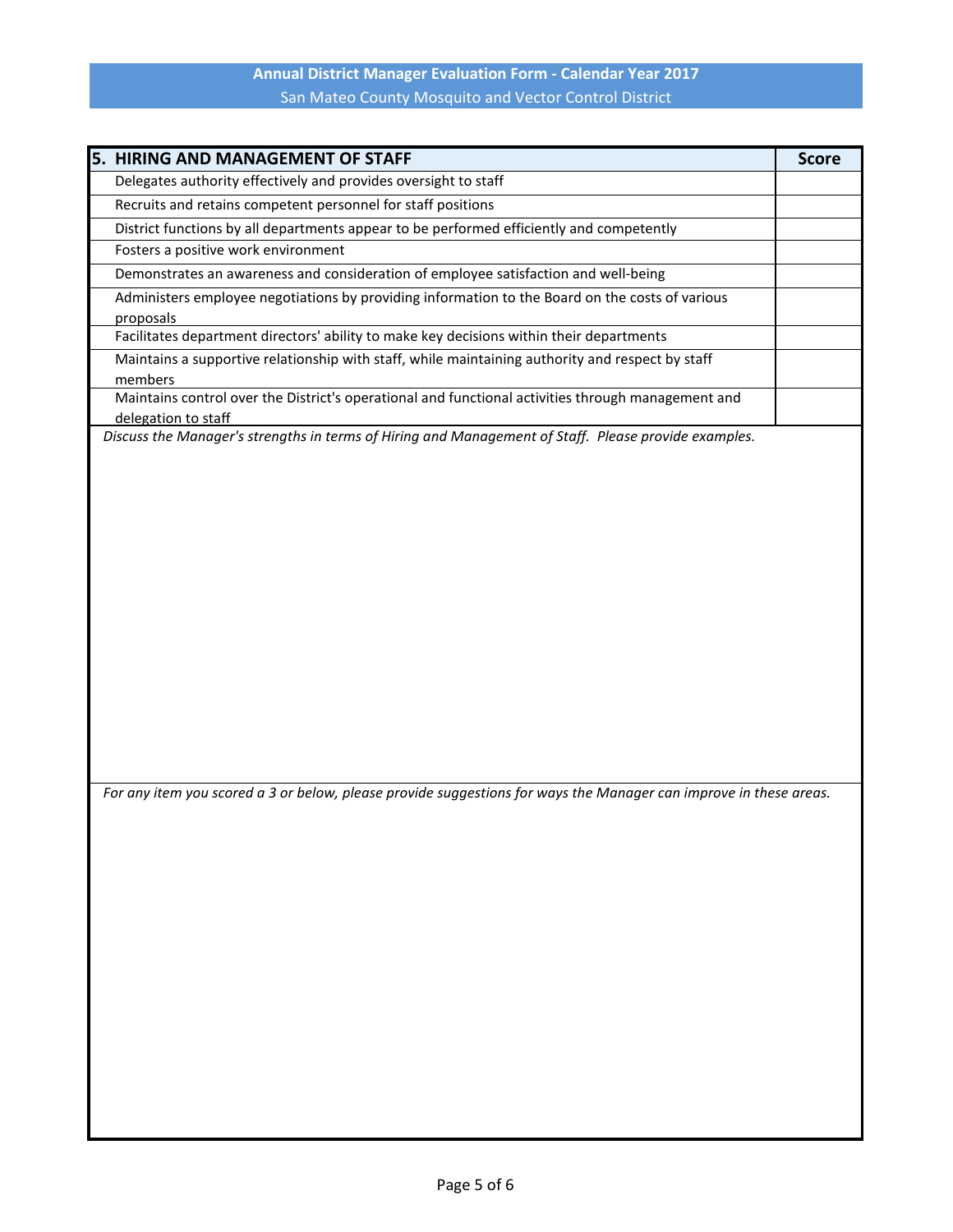| 5. HIRING AND MANAGEMENT OF STAFF | Score |
|---|---|
| Delegates authority effectively and provides oversight to staff | |
| Recruits and retains competent personnel for staff positions | |
| District functions by all departments appear to be performed efficiently and competently | |
| Fosters a positive work environment | |
| Demonstrates an awareness and consideration of employee satisfaction and well-being | |
| Administers employee negotiations by providing information to the Board on the costs of various proposals | |
| Facilitates department directors' ability to make key decisions within their departments | |
| Maintains a supportive relationship with staff, while maintaining authority and respect by staff members | |
| Maintains control over the District's operational and functional activities through management and delegation to staff | |

*Discuss the Manager's strengths in terms of Hiring and Management of Staff. Please provide examples.*

*For any item you scored a 3 or below, please provide suggestions for ways the Manager can improve in these areas.*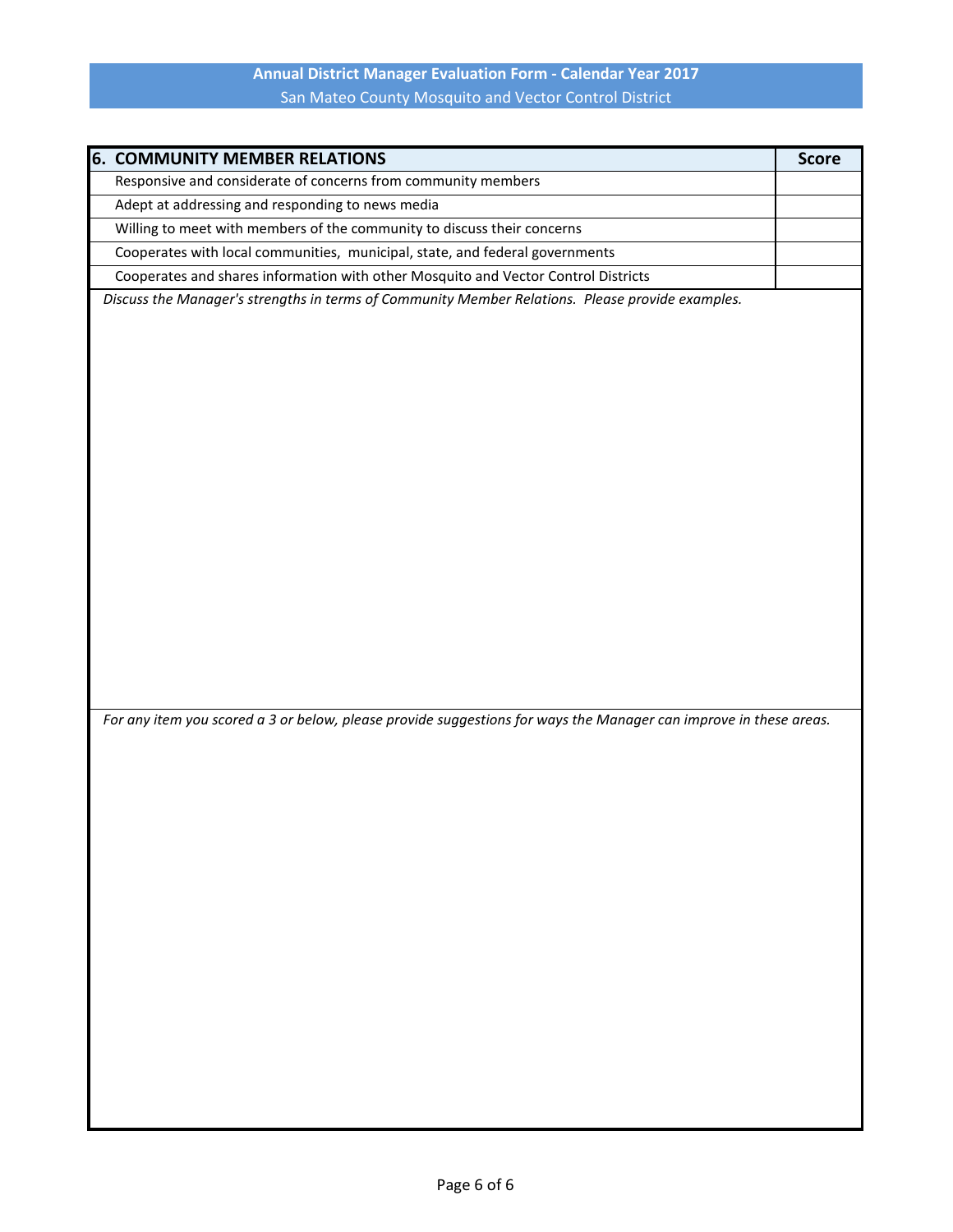| 6. COMMUNITY MEMBER RELATIONS | Score |
|---|---|
| Responsive and considerate of concerns from community members | |
| Adept at addressing and responding to news media | |
| Willing to meet with members of the community to discuss their concerns | |
| Cooperates with local communities, municipal, state, and federal governments | |
| Cooperates and shares information with other Mosquito and Vector Control Districts | |

*Discuss the Manager's strengths in terms of Community Member Relations. Please provide examples.*

*For any item you scored a 3 or below, please provide suggestions for ways the Manager can improve in these areas.*